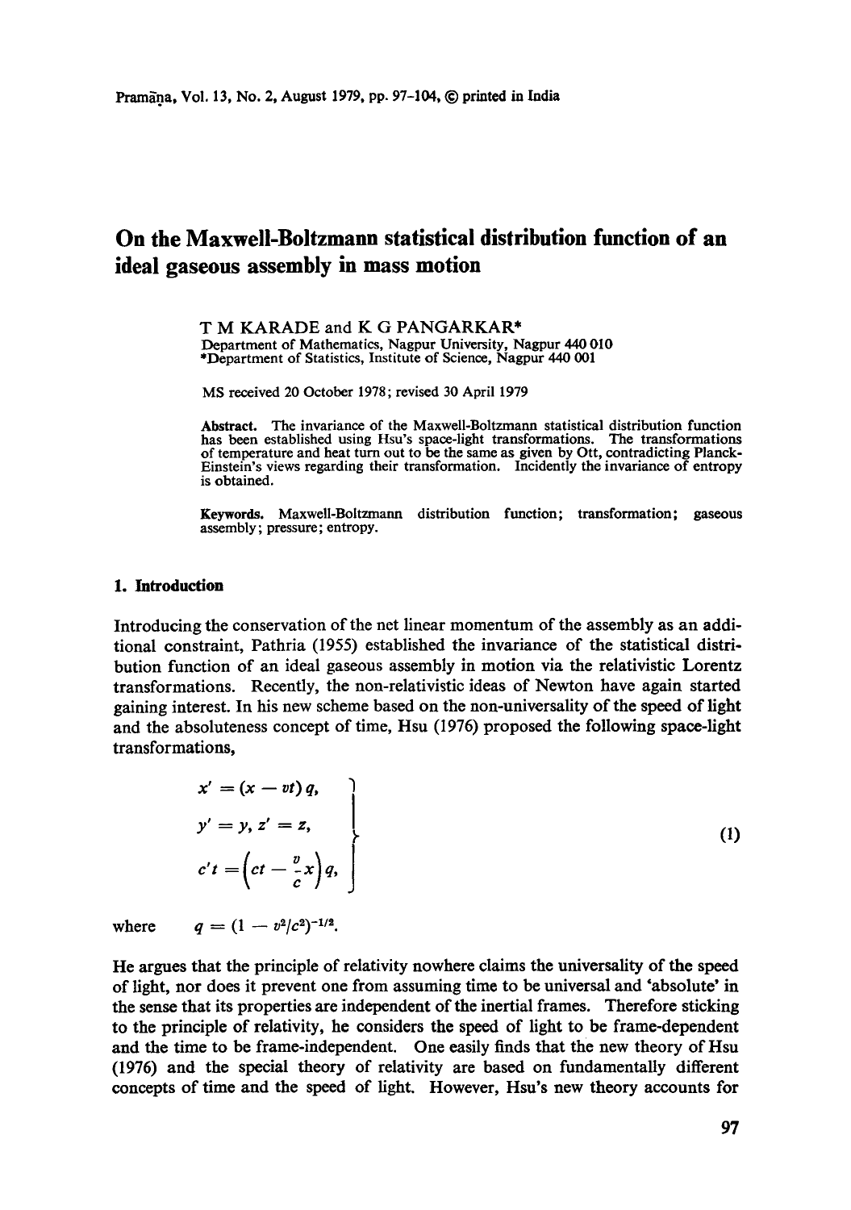# On the Maxwell-Boltzmann statistical distribution function of an ideal gaseous assembly in mass motion

T M KARADE and K G PANGARKAR*

Department of Mathematics, Nagpur University, Nagpur 440 010

*Department of Statistics, Institute of Science, Nagpur 440 001

MS received 20 October 1978; revised 30 April 1979

**Abstract.** The invariance of the Maxwell-Boltzmann statistical distribution function has been established using Hsu's space-light transformations. The transformations of temperature and heat turn out to be the same as given by Ott, contradicting Planck-Einstein's views regarding their transformation. Incidently the invariance of entropy is obtained.

**Keywords.** Maxwell-Boltzmann distribution function; transformation; gaseous assembly; pressure; entropy.

## 1. Introduction

Introducing the conservation of the net linear momentum of the assembly as an additional constraint, Pathria (1955) established the invariance of the statistical distribution function of an ideal gaseous assembly in motion via the relativistic Lorentz transformations. Recently, the non-relativistic ideas of Newton have again started gaining interest. In his new scheme based on the non-universality of the speed of light and the absoluteness concept of time, Hsu (1976) proposed the following space-light transformations,

$$
\left.
\begin{aligned}
x' &= (x - vt)\, q, \\
y' &= y,\ z' = z, \\
c' t &= \left( ct - \frac{v}{c} x \right) q,
\end{aligned}
\right\} \tag{1}
$$

where $\quad q = (1 - v^2/c^2)^{-1/2}$.

He argues that the principle of relativity nowhere claims the universality of the speed of light, nor does it prevent one from assuming time to be universal and 'absolute' in the sense that its properties are independent of the inertial frames. Therefore sticking to the principle of relativity, he considers the speed of light to be frame-dependent and the time to be frame-independent. One easily finds that the new theory of Hsu (1976) and the special theory of relativity are based on fundamentally different concepts of time and the speed of light. However, Hsu's new theory accounts for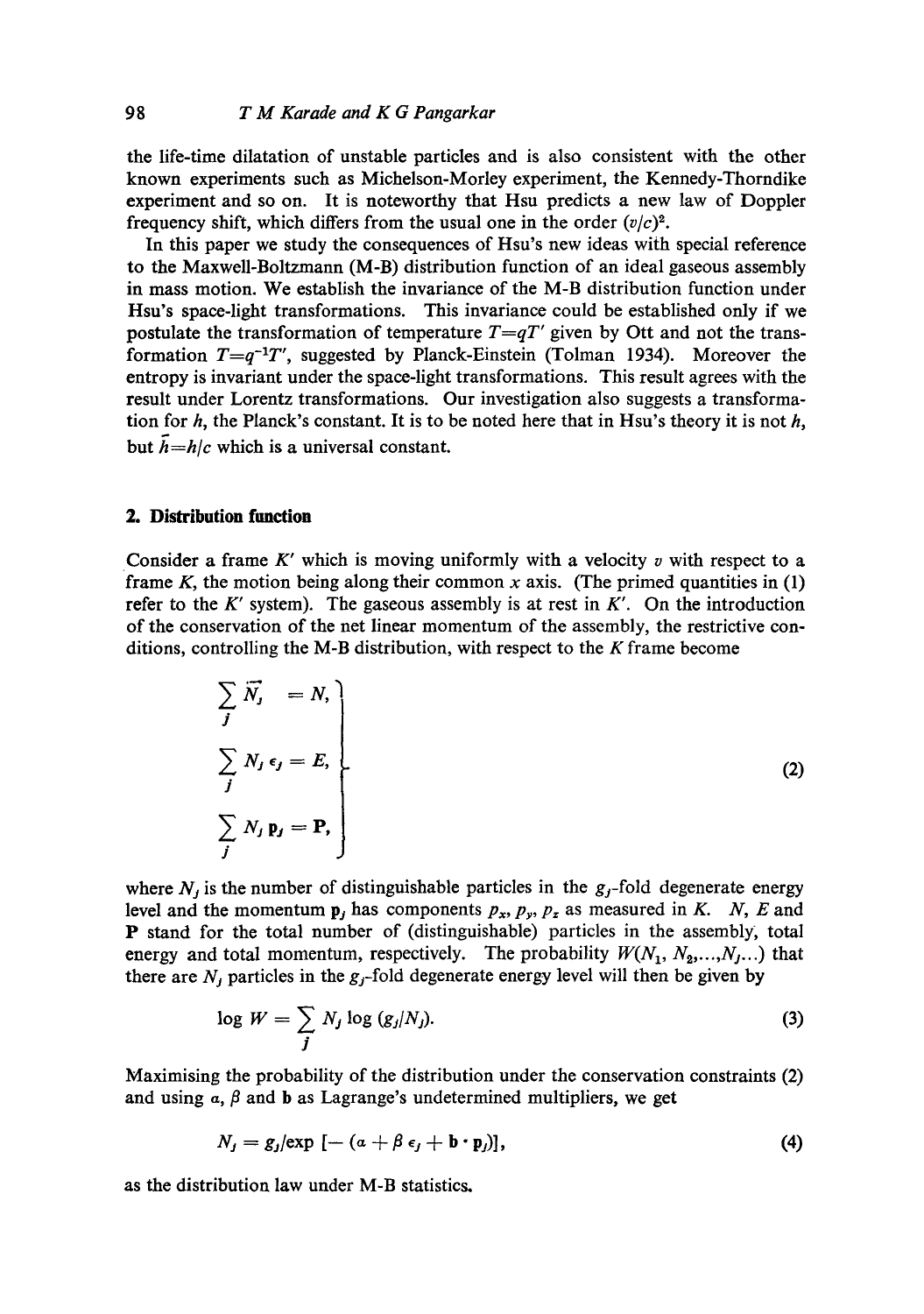the life-time dilatation of unstable particles and is also consistent with the other known experiments such as Michelson-Morley experiment, the Kennedy-Thorndike experiment and so on. It is noteworthy that Hsu predicts a new law of Doppler frequency shift, which differs from the usual one in the order $(v/c)^2$.

In this paper we study the consequences of Hsu's new ideas with special reference to the Maxwell-Boltzmann (M-B) distribution function of an ideal gaseous assembly in mass motion. We establish the invariance of the M-B distribution function under Hsu's space-light transformations. This invariance could be established only if we postulate the transformation of temperature $T=qT'$ given by Ott and not the transformation $T=q^{-1}T'$, suggested by Planck-Einstein (Tolman 1934). Moreover the entropy is invariant under the space-light transformations. This result agrees with the result under Lorentz transformations. Our investigation also suggests a transformation for $h$, the Planck's constant. It is to be noted here that in Hsu's theory it is not $h$, but $\bar{h}=h/c$ which is a universal constant.

## 2. Distribution function

Consider a frame $K'$ which is moving uniformly with a velocity $v$ with respect to a frame $K$, the motion being along their common $x$ axis. (The primed quantities in (1) refer to the $K'$ system). The gaseous assembly is at rest in $K'$. On the introduction of the conservation of the net linear momentum of the assembly, the restrictive conditions, controlling the M-B distribution, with respect to the $K$ frame become

$$\left.\begin{aligned} \sum_j N_j &= N, \\ \sum_j N_j \epsilon_j &= E, \\ \sum_j N_j \mathbf{p}_j &= \mathbf{P}, \end{aligned}\right\} \tag{2}$$

where $N_j$ is the number of distinguishable particles in the $g_j$-fold degenerate energy level and the momentum $\mathbf{p}_j$ has components $p_x$, $p_y$, $p_z$ as measured in $K$. $N$, $E$ and $\mathbf{P}$ stand for the total number of (distinguishable) particles in the assembly, total energy and total momentum, respectively. The probability $W(N_1, N_2, \ldots, N_j \ldots)$ that there are $N_j$ particles in the $g_j$-fold degenerate energy level will then be given by

$$\log W = \sum_j N_j \log (g_j/N_j). \tag{3}$$

Maximising the probability of the distribution under the conservation constraints (2) and using $\alpha$, $\beta$ and $\mathbf{b}$ as Lagrange's undetermined multipliers, we get

$$N_j = g_j/\exp\left[-(\alpha + \beta\, \epsilon_j + \mathbf{b}\cdot \mathbf{p}_j)\right], \tag{4}$$

as the distribution law under M-B statistics.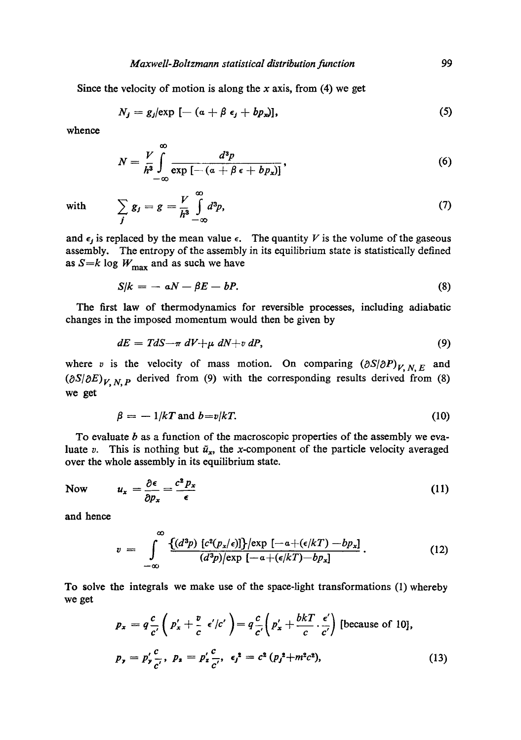Since the velocity of motion is along the $x$ axis, from (4) we get

$$N_j = g_j/\exp\,[-(\alpha + \beta\,\epsilon_j + bp_x)], \tag{5}$$

whence

$$N = \frac{V}{h^3}\int_{-\infty}^{\infty} \frac{d^3p}{\exp\,[-(\alpha + \beta\,\epsilon + bp_x)]}, \tag{6}$$

with

$$\sum_j g_j = g = \frac{V}{h^3}\int_{-\infty}^{\infty} d^3p, \tag{7}$$

and $\epsilon_j$ is replaced by the mean value $\epsilon$. The quantity $V$ is the volume of the gaseous assembly. The entropy of the assembly in its equilibrium state is statistically defined as $S = k \log W_{\text{max}}$ and as such we have

$$S/k = -\alpha N - \beta E - bP. \tag{8}$$

The first law of thermodynamics for reversible processes, including adiabatic changes in the imposed momentum would then be given by

$$dE = TdS - \pi\, dV + \mu\, dN + v\, dP, \tag{9}$$

where $v$ is the velocity of mass motion. On comparing $(\partial S/\partial P)_{V,N,E}$ and $(\partial S/\partial E)_{V,N,P}$ derived from (9) with the corresponding results derived from (8) we get

$$\beta = -1/kT \text{ and } b = v/kT. \tag{10}$$

To evaluate $b$ as a function of the macroscopic properties of the assembly we evaluate $v$. This is nothing but $\bar{u}_x$, the $x$-component of the particle velocity averaged over the whole assembly in its equilibrium state.

Now

$$u_x = \frac{\partial \epsilon}{\partial p_x} = \frac{c^2 p_x}{\epsilon} \tag{11}$$

and hence

$$v = \int_{-\infty}^{\infty} \frac{\{(d^3p)\,[c^2(p_x/\epsilon)]\}/\exp\,[-\alpha + (\epsilon/kT) - bp_x]}{(d^3p)/\exp\,[-\alpha + (\epsilon/kT) - bp_x]}. \tag{12}$$

To solve the integrals we make use of the space-light transformations (1) whereby we get

$$p_x = q\frac{c}{c'}\left(p'_x + \frac{v}{c}\,\epsilon'/c'\right) = q\frac{c}{c'}\left(p'_x + \frac{bkT}{c}\cdot\frac{\epsilon'}{c'}\right) \text{ [because of 10]},$$

$$p_y = p'_y\frac{c}{c'},\quad p_z = p'_z\frac{c}{c'},\quad \epsilon_j^2 = c^2\,(p_j^2 + m^2c^2), \tag{13}$$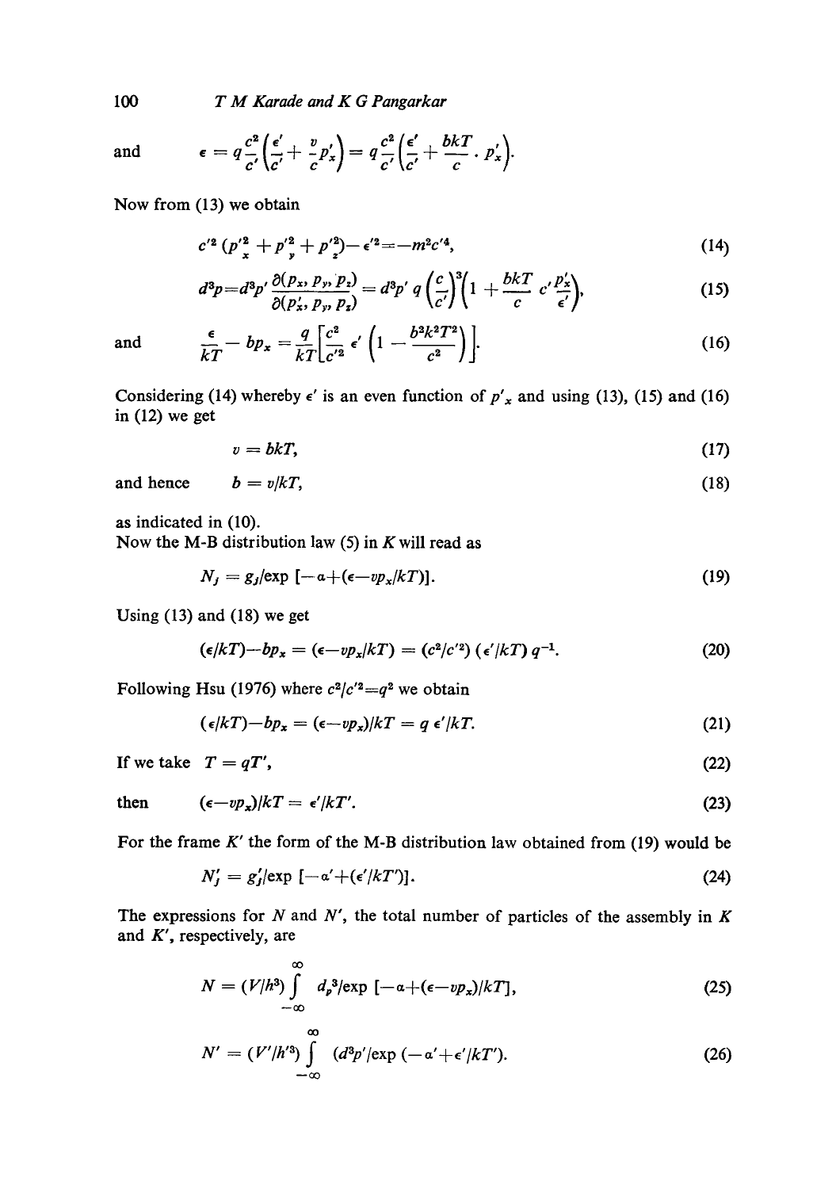and $$\epsilon = q\frac{c^2}{c'}\left(\frac{\epsilon'}{c'}+\frac{v}{c}p'_x\right) = q\frac{c^2}{c'}\left(\frac{\epsilon'}{c'}+\frac{bkT}{c}\cdot p'_x\right).$$

Now from (13) we obtain

$$c'^2\,(p'^2_x + p'^2_y + p'^2_z) - \epsilon'^2 = -m^2c'^4, \tag{14}$$

$$d^3p = d^3p'\,\frac{\partial(p_x, p_y, p_z)}{\partial(p'_x, p_y, p_z)} = d^3p'\,q\left(\frac{c}{c'}\right)^3\left(1+\frac{bkT}{c}\,c'\frac{p'_x}{\epsilon'}\right), \tag{15}$$

and $$\frac{\epsilon}{kT} - bp_x = \frac{q}{kT}\left[\frac{c^2}{c'^2}\,\epsilon'\left(1-\frac{b^2k^2T^2}{c^2}\right)\right]. \tag{16}$$

Considering (14) whereby $\epsilon'$ is an even function of $p'_x$ and using (13), (15) and (16) in (12) we get

$$v = bkT, \tag{17}$$

and hence $$b = v/kT, \tag{18}$$

as indicated in (10).

Now the M-B distribution law (5) in $K$ will read as

$$N_j = g_j/\exp\,[-\alpha + (\epsilon - vp_x/kT)]. \tag{19}$$

Using (13) and (18) we get

$$(\epsilon/kT) - bp_x = (\epsilon - vp_x/kT) = (c^2/c'^2)\,(\epsilon'/kT)\,q^{-1}. \tag{20}$$

Following Hsu (1976) where $c^2/c'^2 = q^2$ we obtain

$$(\epsilon/kT) - bp_x = (\epsilon - vp_x)/kT = q\,\epsilon'/kT. \tag{21}$$

If we take $T = qT'$, $\qquad$ (22)

then $$(\epsilon - vp_x)/kT = \epsilon'/kT'. \tag{23}$$

For the frame $K'$ the form of the M-B distribution law obtained from (19) would be

$$N'_j = g'_j/\exp\,[-\alpha' + (\epsilon'/kT')]. \tag{24}$$

The expressions for $N$ and $N'$, the total number of particles of the assembly in $K$ and $K'$, respectively, are

$$N = (V/h^3)\int_{-\infty}^{\infty} d_p{}^3/\exp\,[-\alpha + (\epsilon - vp_x)/kT], \tag{25}$$

$$N' = (V'/h'^3)\int_{-\infty}^{\infty} (d^3p'/\exp\,(-\alpha' + \epsilon'/kT'). \tag{26}$$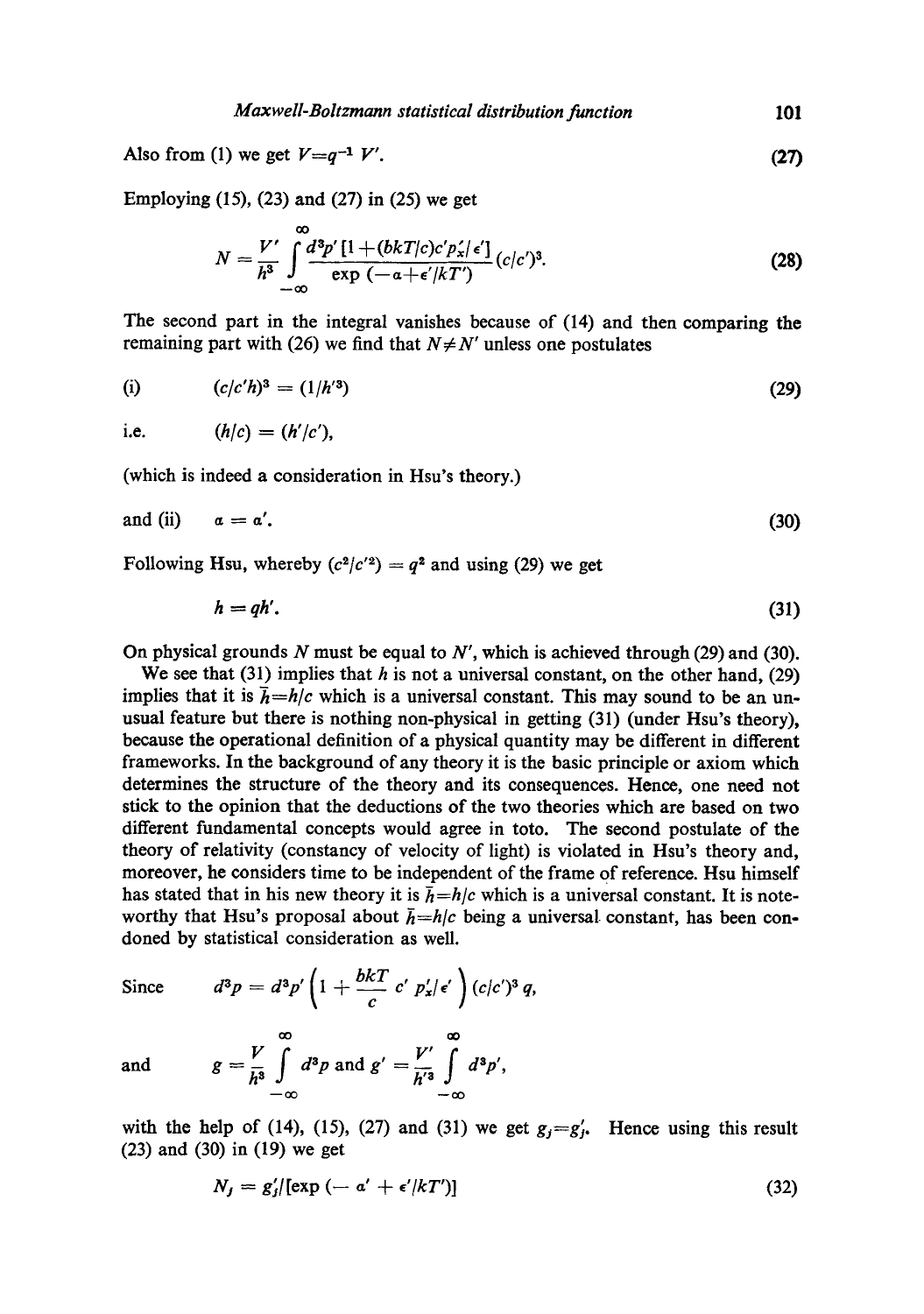Also from (1) we get $V = q^{-1} V'$. (27)

Employing (15), (23) and (27) in (25) we get

$$N = \frac{V'}{h^3} \int_{-\infty}^{\infty} \frac{d^3p' \left[1 + (bkT/c)c'p_x'/\epsilon'\right]}{\exp\left(-\alpha + \epsilon'/kT'\right)} (c/c')^3. \tag{28}$$

The second part in the integral vanishes because of (14) and then comparing the remaining part with (26) we find that $N \neq N'$ unless one postulates

(i) $$(c/c'h)^3 = (1/h'^3) \tag{29}$$

i.e. $(h/c) = (h'/c')$,

(which is indeed a consideration in Hsu's theory.)

and (ii) $$\alpha = \alpha'. \tag{30}$$

Following Hsu, whereby $(c^2/c'^2) = q^2$ and using (29) we get

$$h = qh'. \tag{31}$$

On physical grounds $N$ must be equal to $N'$, which is achieved through (29) and (30).

We see that (31) implies that $h$ is not a universal constant, on the other hand, (29) implies that it is $\bar{h} = h/c$ which is a universal constant. This may sound to be an unusual feature but there is nothing non-physical in getting (31) (under Hsu's theory), because the operational definition of a physical quantity may be different in different frameworks. In the background of any theory it is the basic principle or axiom which determines the structure of the theory and its consequences. Hence, one need not stick to the opinion that the deductions of the two theories which are based on two different fundamental concepts would agree in toto. The second postulate of the theory of relativity (constancy of velocity of light) is violated in Hsu's theory and, moreover, he considers time to be independent of the frame of reference. Hsu himself has stated that in his new theory it is $\bar{h} = h/c$ which is a universal constant. It is noteworthy that Hsu's proposal about $\bar{h} = h/c$ being a universal constant, has been condoned by statistical consideration as well.

Since $$d^3p = d^3p'\left(1 + \frac{bkT}{c}\, c'\, p_x'/\epsilon'\right)(c/c')^3\, q,$$

and $$g = \frac{V}{h^3} \int_{-\infty}^{\infty} d^3p \text{ and } g' = \frac{V'}{h'^3} \int_{-\infty}^{\infty} d^3p',$$

with the help of (14), (15), (27) and (31) we get $g_j = g_j'$. Hence using this result (23) and (30) in (19) we get

$$N_j = g_j'/[\exp\left(-\alpha' + \epsilon'/kT'\right)] \tag{32}$$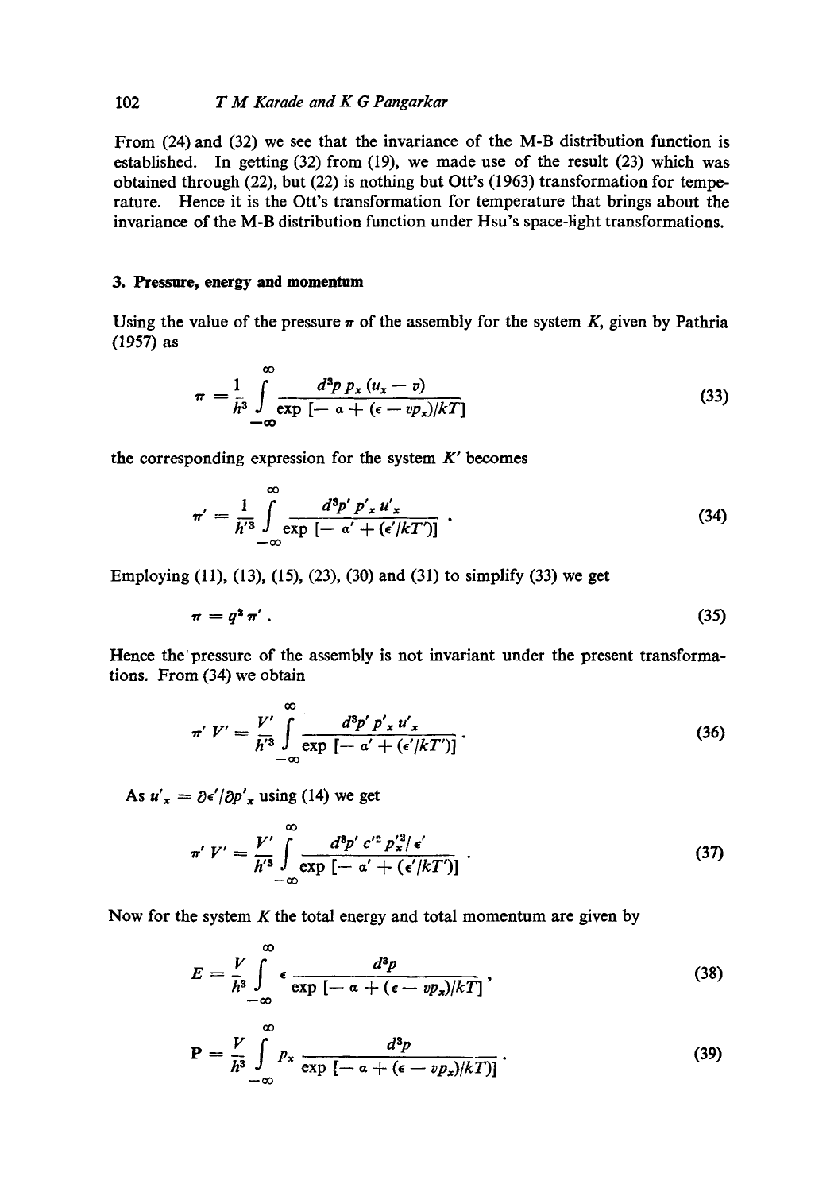From (24) and (32) we see that the invariance of the M-B distribution function is established. In getting (32) from (19), we made use of the result (23) which was obtained through (22), but (22) is nothing but Ott's (1963) transformation for temperature. Hence it is the Ott's transformation for temperature that brings about the invariance of the M-B distribution function under Hsu's space-light transformations.

## 3. Pressure, energy and momentum

Using the value of the pressure $\pi$ of the assembly for the system $K$, given by Pathria (1957) as

$$\pi = \frac{1}{h^3} \int_{-\infty}^{\infty} \frac{d^3p \, p_x \, (u_x - v)}{\exp\left[-\alpha + (\epsilon - vp_x)/kT\right]} \tag{33}$$

the corresponding expression for the system $K'$ becomes

$$\pi' = \frac{1}{h'^3} \int_{-\infty}^{\infty} \frac{d^3p' \, p'_x \, u'_x}{\exp\left[-\alpha' + (\epsilon'/kT')\right]} \, . \tag{34}$$

Employing (11), (13), (15), (23), (30) and (31) to simplify (33) we get

$$\pi = q^2 \pi' \, . \tag{35}$$

Hence the pressure of the assembly is not invariant under the present transformations. From (34) we obtain

$$\pi' V' = \frac{V'}{h'^3} \int_{-\infty}^{\infty} \frac{d^3p' \, p'_x \, u'_x}{\exp\left[-\alpha' + (\epsilon'/kT')\right]} \, . \tag{36}$$

As $u'_x = \partial \epsilon' / \partial p'_x$ using (14) we get

$$\pi' V' = \frac{V'}{h'^3} \int_{-\infty}^{\infty} \frac{d^3p' \, c'^2 \, p'^2_x / \epsilon'}{\exp\left[-\alpha' + (\epsilon'/kT')\right]} \, . \tag{37}$$

Now for the system $K$ the total energy and total momentum are given by

$$E = \frac{V}{h^3} \int_{-\infty}^{\infty} \epsilon \, \frac{d^3p}{\exp\left[-\alpha + (\epsilon - vp_x)/kT\right]} \, , \tag{38}$$

$$\mathbf{P} = \frac{V}{h^3} \int_{-\infty}^{\infty} p_x \, \frac{d^3p}{\exp\left[-\alpha + (\epsilon - vp_x)/kT\right]} \, . \tag{39}$$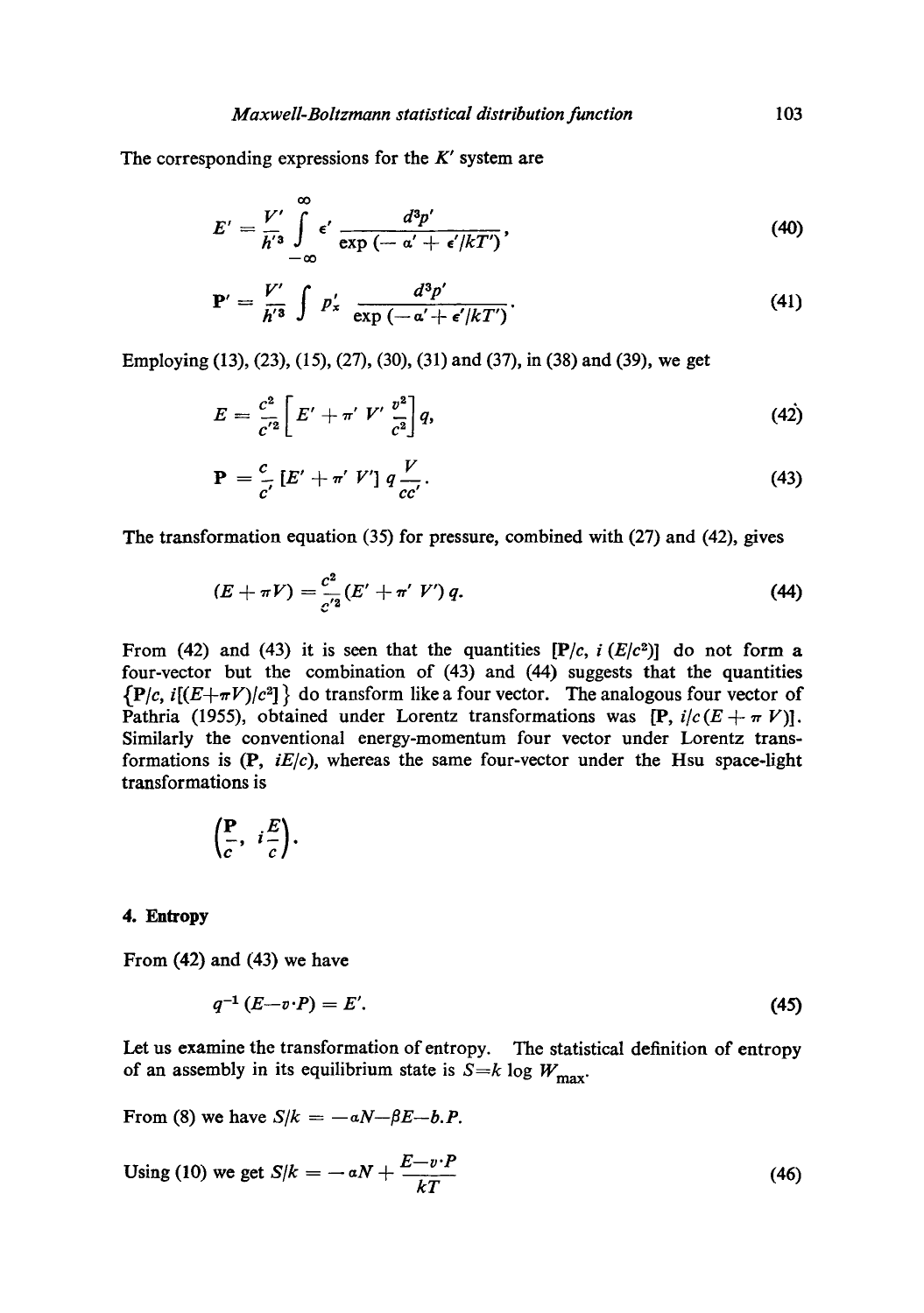The corresponding expressions for the $K'$ system are

$$E' = \frac{V'}{h'^3} \int_{-\infty}^{\infty} \epsilon' \frac{d^3p'}{\exp(-\alpha' + \epsilon'/kT')}, \tag{40}$$

$$\mathbf{P}' = \frac{V'}{h'^3} \int p'_x \frac{d^3p'}{\exp(-\alpha' + \epsilon'/kT')}. \tag{41}$$

Employing (13), (23), (15), (27), (30), (31) and (37), in (38) and (39), we get

$$E = \frac{c^2}{c'^2}\left[E' + \pi' V' \frac{v^2}{c^2}\right] q, \tag{42}$$

$$\mathbf{P} = \frac{c}{c'}\left[E' + \pi' V'\right] q \frac{V}{cc'}. \tag{43}$$

The transformation equation (35) for pressure, combined with (27) and (42), gives

$$(E + \pi V) = \frac{c^2}{c'^2}(E' + \pi' V') q. \tag{44}$$

From (42) and (43) it is seen that the quantities $[\mathbf{P}/c, i(E/c^2)]$ do not form a four-vector but the combination of (43) and (44) suggests that the quantities $\{\mathbf{P}/c, i[(E+\pi V)/c^2]\}$ do transform like a four vector. The analogous four vector of Pathria (1955), obtained under Lorentz transformations was $[\mathbf{P}, i/c(E + \pi V)]$. Similarly the conventional energy-momentum four vector under Lorentz transformations is $(\mathbf{P}, iE/c)$, whereas the same four-vector under the Hsu space-light transformations is

$$\left(\frac{\mathbf{P}}{c}, i\frac{E}{c}\right).$$

## 4. Entropy

From (42) and (43) we have

$$q^{-1}(E - v \cdot P) = E'. \tag{45}$$

Let us examine the transformation of entropy. The statistical definition of entropy of an assembly in its equilibrium state is $S = k \log W_{\max}$.

From (8) we have $S/k = -\alpha N - \beta E - b.P.$

Using (10) we get $S/k = -\alpha N + \dfrac{E - v \cdot P}{kT}$ (46)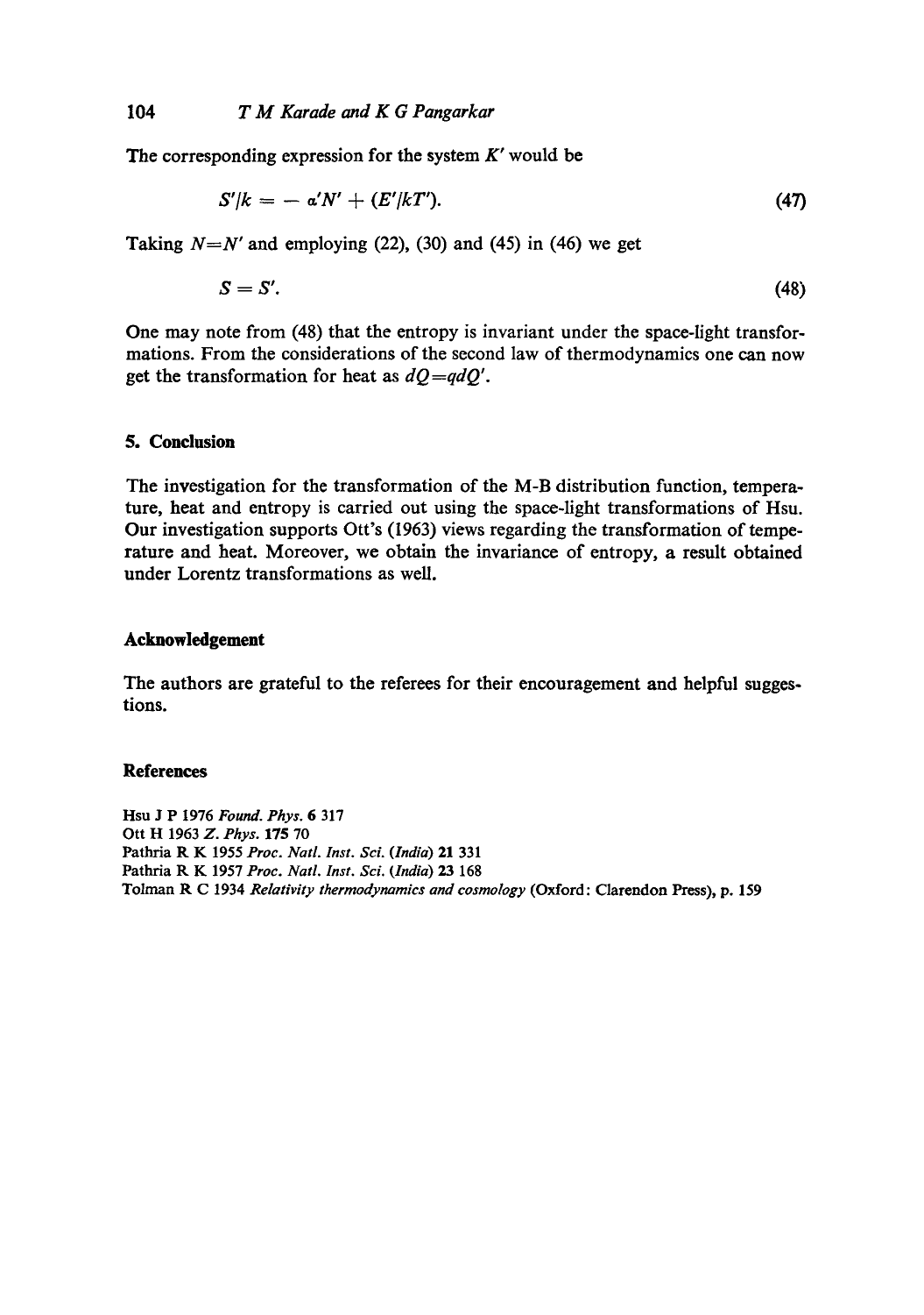The corresponding expression for the system $K'$ would be

$$S'/k = -\alpha' N' + (E'/kT'). \tag{47}$$

Taking $N = N'$ and employing (22), (30) and (45) in (46) we get

$$S = S'. \tag{48}$$

One may note from (48) that the entropy is invariant under the space-light transformations. From the considerations of the second law of thermodynamics one can now get the transformation for heat as $dQ = qdQ'$.

## 5. Conclusion

The investigation for the transformation of the M-B distribution function, temperature, heat and entropy is carried out using the space-light transformations of Hsu. Our investigation supports Ott's (1963) views regarding the transformation of temperature and heat. Moreover, we obtain the invariance of entropy, a result obtained under Lorentz transformations as well.

## Acknowledgement

The authors are grateful to the referees for their encouragement and helpful suggestions.

## References

Hsu J P 1976 *Found. Phys.* **6** 317

Ott H 1963 *Z. Phys.* **175** 70

Pathria R K 1955 *Proc. Natl. Inst. Sci. (India)* **21** 331

Pathria R K 1957 *Proc. Natl. Inst. Sci. (India)* **23** 168

Tolman R C 1934 *Relativity thermodynamics and cosmology* (Oxford: Clarendon Press), p. 159